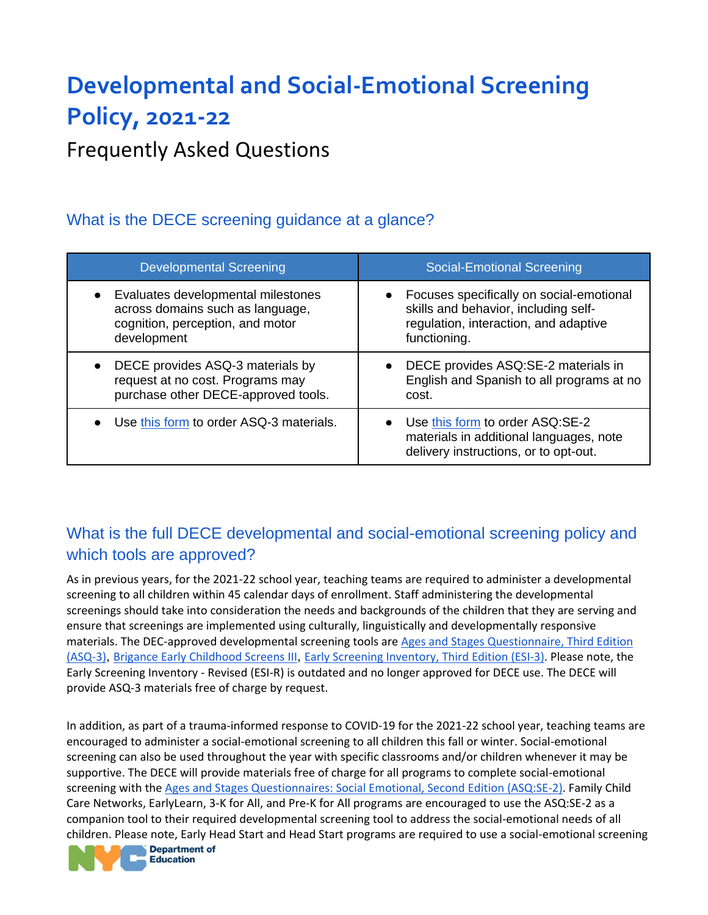# Developmental and Social-Emotional Screening Policy, 2021-22

## Frequently Asked Questions

### What is the DECE screening guidance at a glance?

| Developmental Screening | Social-Emotional Screening |
|---|---|
| • Evaluates developmental milestones across domains such as language, cognition, perception, and motor development | • Focuses specifically on social-emotional skills and behavior, including self-regulation, interaction, and adaptive functioning. |
| • DECE provides ASQ-3 materials by request at no cost. Programs may purchase other DECE-approved tools. | • DECE provides ASQ:SE-2 materials in English and Spanish to all programs at no cost. |
| • Use this form to order ASQ-3 materials. | • Use this form to order ASQ:SE-2 materials in additional languages, note delivery instructions, or to opt-out. |

### What is the full DECE developmental and social-emotional screening policy and which tools are approved?

As in previous years, for the 2021-22 school year, teaching teams are required to administer a developmental screening to all children within 45 calendar days of enrollment. Staff administering the developmental screenings should take into consideration the needs and backgrounds of the children that they are serving and ensure that screenings are implemented using culturally, linguistically and developmentally responsive materials. The DEC-approved developmental screening tools are Ages and Stages Questionnaire, Third Edition (ASQ-3), Brigance Early Childhood Screens III, Early Screening Inventory, Third Edition (ESI-3). Please note, the Early Screening Inventory - Revised (ESI-R) is outdated and no longer approved for DECE use. The DECE will provide ASQ-3 materials free of charge by request.

In addition, as part of a trauma-informed response to COVID-19 for the 2021-22 school year, teaching teams are encouraged to administer a social-emotional screening to all children this fall or winter. Social-emotional screening can also be used throughout the year with specific classrooms and/or children whenever it may be supportive. The DECE will provide materials free of charge for all programs to complete social-emotional screening with the Ages and Stages Questionnaires: Social Emotional, Second Edition (ASQ:SE-2). Family Child Care Networks, EarlyLearn, 3-K for All, and Pre-K for All programs are encouraged to use the ASQ:SE-2 as a companion tool to their required developmental screening tool to address the social-emotional needs of all children. Please note, Early Head Start and Head Start programs are required to use a social-emotional screening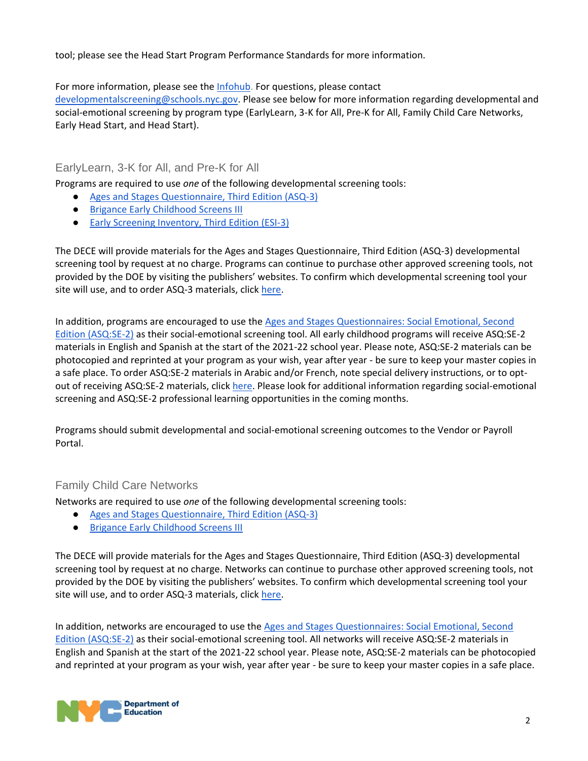tool; please see the Head Start Program Performance Standards for more information.

For more information, please see the [Infohub](). For questions, please contact [developmentalscreening@schools.nyc.gov](). Please see below for more information regarding developmental and social-emotional screening by program type (EarlyLearn, 3-K for All, Pre-K for All, Family Child Care Networks, Early Head Start, and Head Start).

## EarlyLearn, 3-K for All, and Pre-K for All

Programs are required to use *one* of the following developmental screening tools:

- [Ages and Stages Questionnaire, Third Edition (ASQ-3)]()
- [Brigance Early Childhood Screens III]()
- [Early Screening Inventory, Third Edition (ESI-3)]()

The DECE will provide materials for the Ages and Stages Questionnaire, Third Edition (ASQ-3) developmental screening tool by request at no charge. Programs can continue to purchase other approved screening tools, not provided by the DOE by visiting the publishers' websites. To confirm which developmental screening tool your site will use, and to order ASQ-3 materials, click [here]().

In addition, programs are encouraged to use the [Ages and Stages Questionnaires: Social Emotional, Second Edition (ASQ:SE-2)]() as their social-emotional screening tool. All early childhood programs will receive ASQ:SE-2 materials in English and Spanish at the start of the 2021-22 school year. Please note, ASQ:SE-2 materials can be photocopied and reprinted at your program as your wish, year after year - be sure to keep your master copies in a safe place. To order ASQ:SE-2 materials in Arabic and/or French, note special delivery instructions, or to opt-out of receiving ASQ:SE-2 materials, click [here](). Please look for additional information regarding social-emotional screening and ASQ:SE-2 professional learning opportunities in the coming months.

Programs should submit developmental and social-emotional screening outcomes to the Vendor or Payroll Portal.

## Family Child Care Networks

Networks are required to use *one* of the following developmental screening tools:

- [Ages and Stages Questionnaire, Third Edition (ASQ-3)]()
- [Brigance Early Childhood Screens III]()

The DECE will provide materials for the Ages and Stages Questionnaire, Third Edition (ASQ-3) developmental screening tool by request at no charge. Networks can continue to purchase other approved screening tools, not provided by the DOE by visiting the publishers' websites. To confirm which developmental screening tool your site will use, and to order ASQ-3 materials, click [here]().

In addition, networks are encouraged to use the [Ages and Stages Questionnaires: Social Emotional, Second Edition (ASQ:SE-2)]() as their social-emotional screening tool. All networks will receive ASQ:SE-2 materials in English and Spanish at the start of the 2021-22 school year. Please note, ASQ:SE-2 materials can be photocopied and reprinted at your program as your wish, year after year - be sure to keep your master copies in a safe place.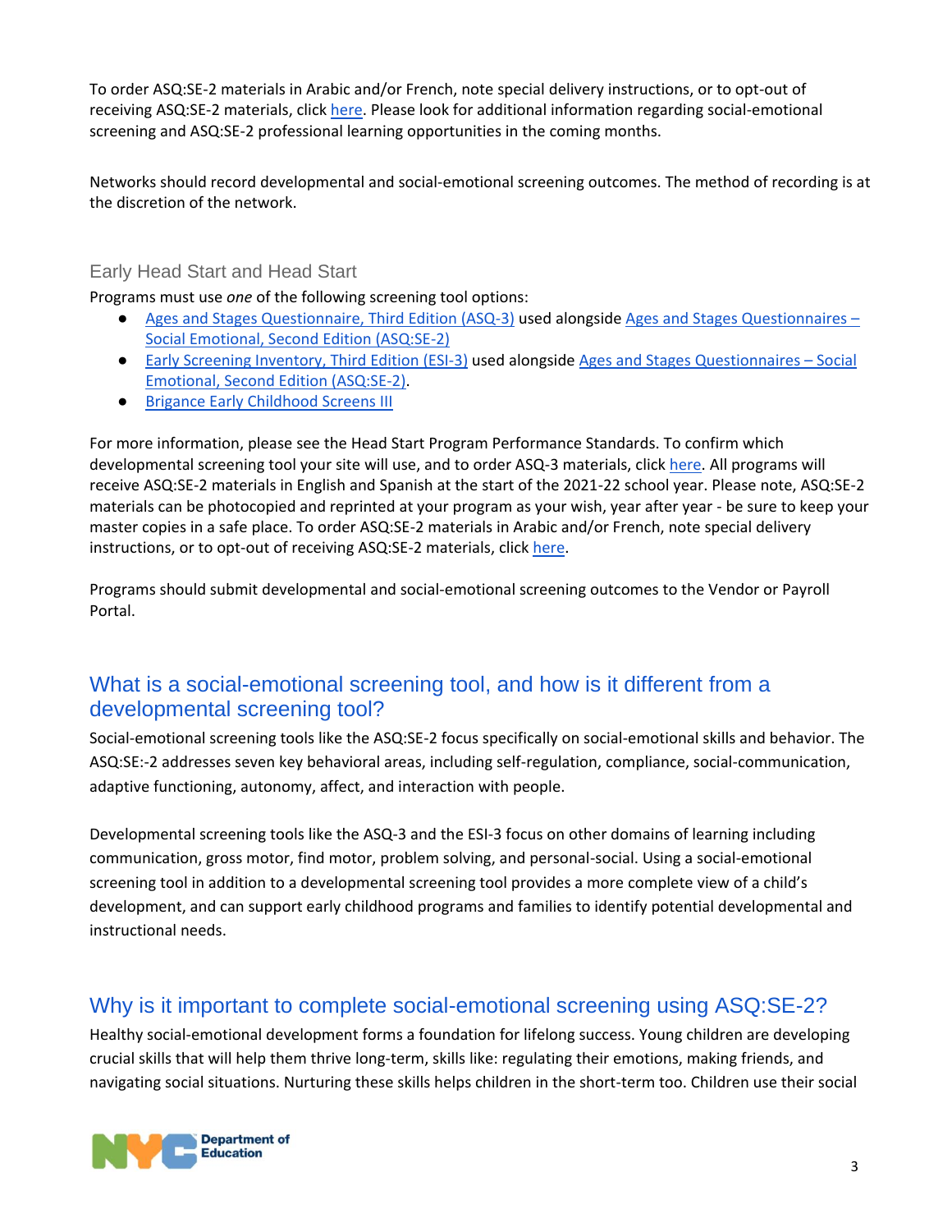To order ASQ:SE-2 materials in Arabic and/or French, note special delivery instructions, or to opt-out of receiving ASQ:SE-2 materials, click here. Please look for additional information regarding social-emotional screening and ASQ:SE-2 professional learning opportunities in the coming months.

Networks should record developmental and social-emotional screening outcomes. The method of recording is at the discretion of the network.

### Early Head Start and Head Start

Programs must use *one* of the following screening tool options:

- Ages and Stages Questionnaire, Third Edition (ASQ-3) used alongside Ages and Stages Questionnaires – Social Emotional, Second Edition (ASQ:SE-2)
- Early Screening Inventory, Third Edition (ESI-3) used alongside Ages and Stages Questionnaires – Social Emotional, Second Edition (ASQ:SE-2).
- Brigance Early Childhood Screens III

For more information, please see the Head Start Program Performance Standards. To confirm which developmental screening tool your site will use, and to order ASQ-3 materials, click here. All programs will receive ASQ:SE-2 materials in English and Spanish at the start of the 2021-22 school year. Please note, ASQ:SE-2 materials can be photocopied and reprinted at your program as your wish, year after year - be sure to keep your master copies in a safe place. To order ASQ:SE-2 materials in Arabic and/or French, note special delivery instructions, or to opt-out of receiving ASQ:SE-2 materials, click here.

Programs should submit developmental and social-emotional screening outcomes to the Vendor or Payroll Portal.

## What is a social-emotional screening tool, and how is it different from a developmental screening tool?

Social-emotional screening tools like the ASQ:SE-2 focus specifically on social-emotional skills and behavior. The ASQ:SE:-2 addresses seven key behavioral areas, including self-regulation, compliance, social-communication, adaptive functioning, autonomy, affect, and interaction with people.

Developmental screening tools like the ASQ-3 and the ESI-3 focus on other domains of learning including communication, gross motor, find motor, problem solving, and personal-social. Using a social-emotional screening tool in addition to a developmental screening tool provides a more complete view of a child's development, and can support early childhood programs and families to identify potential developmental and instructional needs.

## Why is it important to complete social-emotional screening using ASQ:SE-2?

Healthy social-emotional development forms a foundation for lifelong success. Young children are developing crucial skills that will help them thrive long-term, skills like: regulating their emotions, making friends, and navigating social situations. Nurturing these skills helps children in the short-term too. Children use their social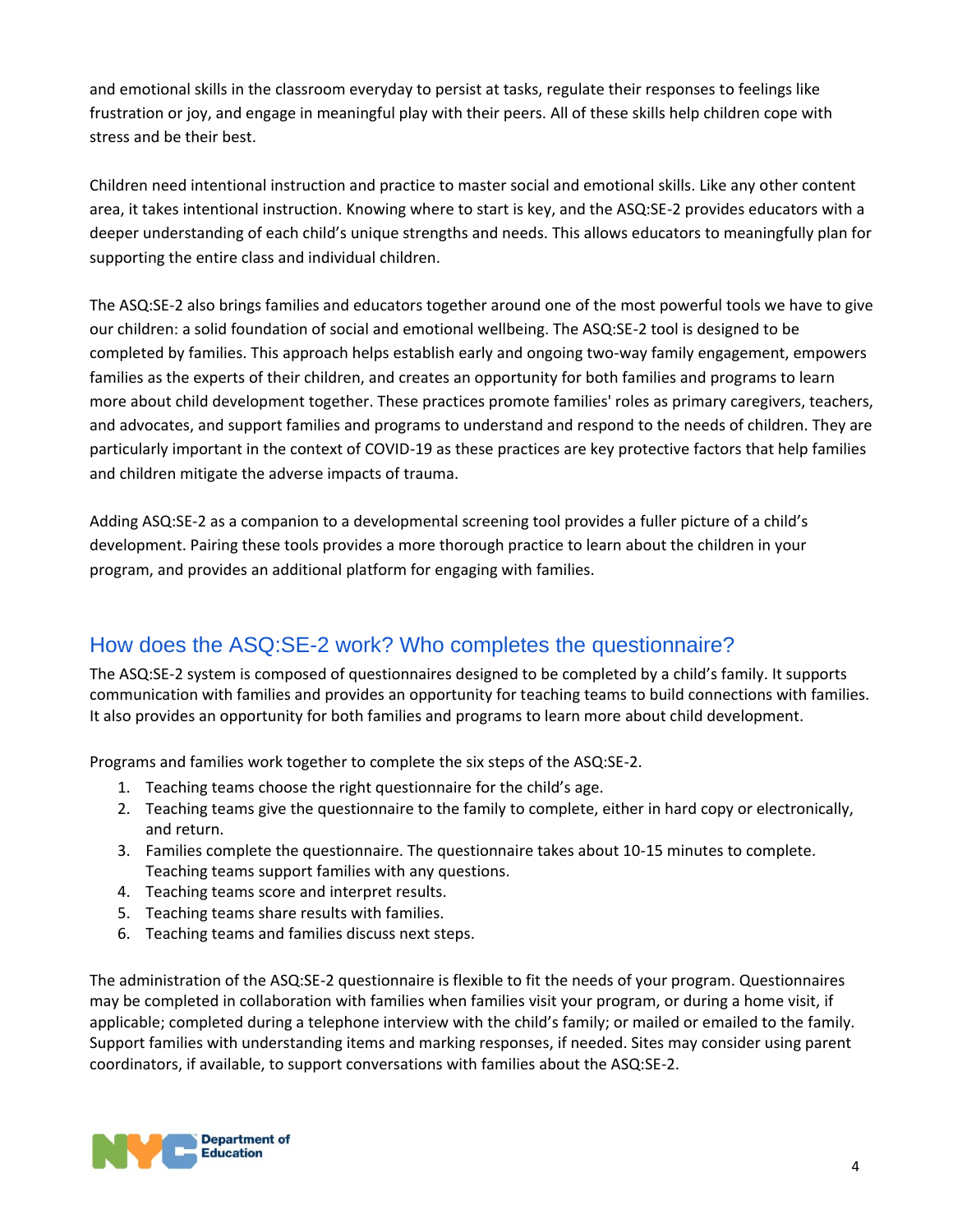and emotional skills in the classroom everyday to persist at tasks, regulate their responses to feelings like frustration or joy, and engage in meaningful play with their peers. All of these skills help children cope with stress and be their best.

Children need intentional instruction and practice to master social and emotional skills. Like any other content area, it takes intentional instruction. Knowing where to start is key, and the ASQ:SE-2 provides educators with a deeper understanding of each child's unique strengths and needs. This allows educators to meaningfully plan for supporting the entire class and individual children.

The ASQ:SE-2 also brings families and educators together around one of the most powerful tools we have to give our children: a solid foundation of social and emotional wellbeing. The ASQ:SE-2 tool is designed to be completed by families. This approach helps establish early and ongoing two-way family engagement, empowers families as the experts of their children, and creates an opportunity for both families and programs to learn more about child development together. These practices promote families' roles as primary caregivers, teachers, and advocates, and support families and programs to understand and respond to the needs of children. They are particularly important in the context of COVID-19 as these practices are key protective factors that help families and children mitigate the adverse impacts of trauma.

Adding ASQ:SE-2 as a companion to a developmental screening tool provides a fuller picture of a child's development. Pairing these tools provides a more thorough practice to learn about the children in your program, and provides an additional platform for engaging with families.

## How does the ASQ:SE-2 work? Who completes the questionnaire?

The ASQ:SE-2 system is composed of questionnaires designed to be completed by a child's family. It supports communication with families and provides an opportunity for teaching teams to build connections with families. It also provides an opportunity for both families and programs to learn more about child development.

Programs and families work together to complete the six steps of the ASQ:SE-2.

1. Teaching teams choose the right questionnaire for the child's age.
2. Teaching teams give the questionnaire to the family to complete, either in hard copy or electronically, and return.
3. Families complete the questionnaire. The questionnaire takes about 10-15 minutes to complete. Teaching teams support families with any questions.
4. Teaching teams score and interpret results.
5. Teaching teams share results with families.
6. Teaching teams and families discuss next steps.

The administration of the ASQ:SE-2 questionnaire is flexible to fit the needs of your program. Questionnaires may be completed in collaboration with families when families visit your program, or during a home visit, if applicable; completed during a telephone interview with the child's family; or mailed or emailed to the family. Support families with understanding items and marking responses, if needed. Sites may consider using parent coordinators, if available, to support conversations with families about the ASQ:SE-2.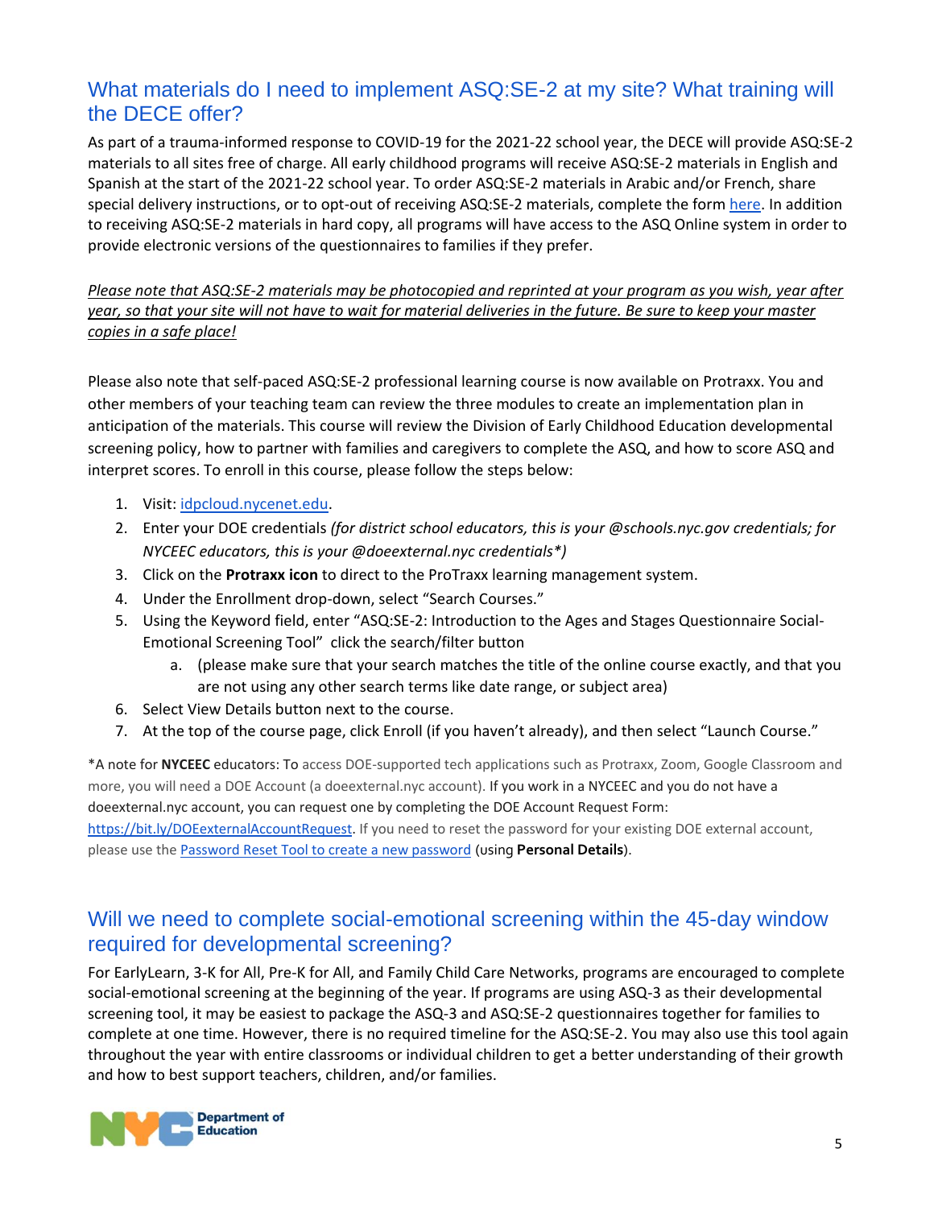## What materials do I need to implement ASQ:SE-2 at my site? What training will the DECE offer?

As part of a trauma-informed response to COVID-19 for the 2021-22 school year, the DECE will provide ASQ:SE-2 materials to all sites free of charge. All early childhood programs will receive ASQ:SE-2 materials in English and Spanish at the start of the 2021-22 school year. To order ASQ:SE-2 materials in Arabic and/or French, share special delivery instructions, or to opt-out of receiving ASQ:SE-2 materials, complete the form here. In addition to receiving ASQ:SE-2 materials in hard copy, all programs will have access to the ASQ Online system in order to provide electronic versions of the questionnaires to families if they prefer.

*Please note that ASQ:SE-2 materials may be photocopied and reprinted at your program as you wish, year after year, so that your site will not have to wait for material deliveries in the future. Be sure to keep your master copies in a safe place!*

Please also note that self-paced ASQ:SE-2 professional learning course is now available on Protraxx. You and other members of your teaching team can review the three modules to create an implementation plan in anticipation of the materials. This course will review the Division of Early Childhood Education developmental screening policy, how to partner with families and caregivers to complete the ASQ, and how to score ASQ and interpret scores. To enroll in this course, please follow the steps below:

1. Visit: idpcloud.nycenet.edu.
2. Enter your DOE credentials *(for district school educators, this is your @schools.nyc.gov credentials; for NYCEEC educators, this is your @doeexternal.nyc credentials*)*
3. Click on the **Protraxx icon** to direct to the ProTraxx learning management system.
4. Under the Enrollment drop-down, select "Search Courses."
5. Using the Keyword field, enter "ASQ:SE-2: Introduction to the Ages and Stages Questionnaire Social-Emotional Screening Tool" click the search/filter button
    a. (please make sure that your search matches the title of the online course exactly, and that you are not using any other search terms like date range, or subject area)
6. Select View Details button next to the course.
7. At the top of the course page, click Enroll (if you haven't already), and then select "Launch Course."

*A note for **NYCEEC** educators: To access DOE-supported tech applications such as Protraxx, Zoom, Google Classroom and more, you will need a DOE Account (a doeexternal.nyc account). If you work in a NYCEEC and you do not have a doeexternal.nyc account, you can request one by completing the DOE Account Request Form: https://bit.ly/DOEexternalAccountRequest. If you need to reset the password for your existing DOE external account, please use the Password Reset Tool to create a new password (using **Personal Details**).

## Will we need to complete social-emotional screening within the 45-day window required for developmental screening?

For EarlyLearn, 3-K for All, Pre-K for All, and Family Child Care Networks, programs are encouraged to complete social-emotional screening at the beginning of the year. If programs are using ASQ-3 as their developmental screening tool, it may be easiest to package the ASQ-3 and ASQ:SE-2 questionnaires together for families to complete at one time. However, there is no required timeline for the ASQ:SE-2. You may also use this tool again throughout the year with entire classrooms or individual children to get a better understanding of their growth and how to best support teachers, children, and/or families.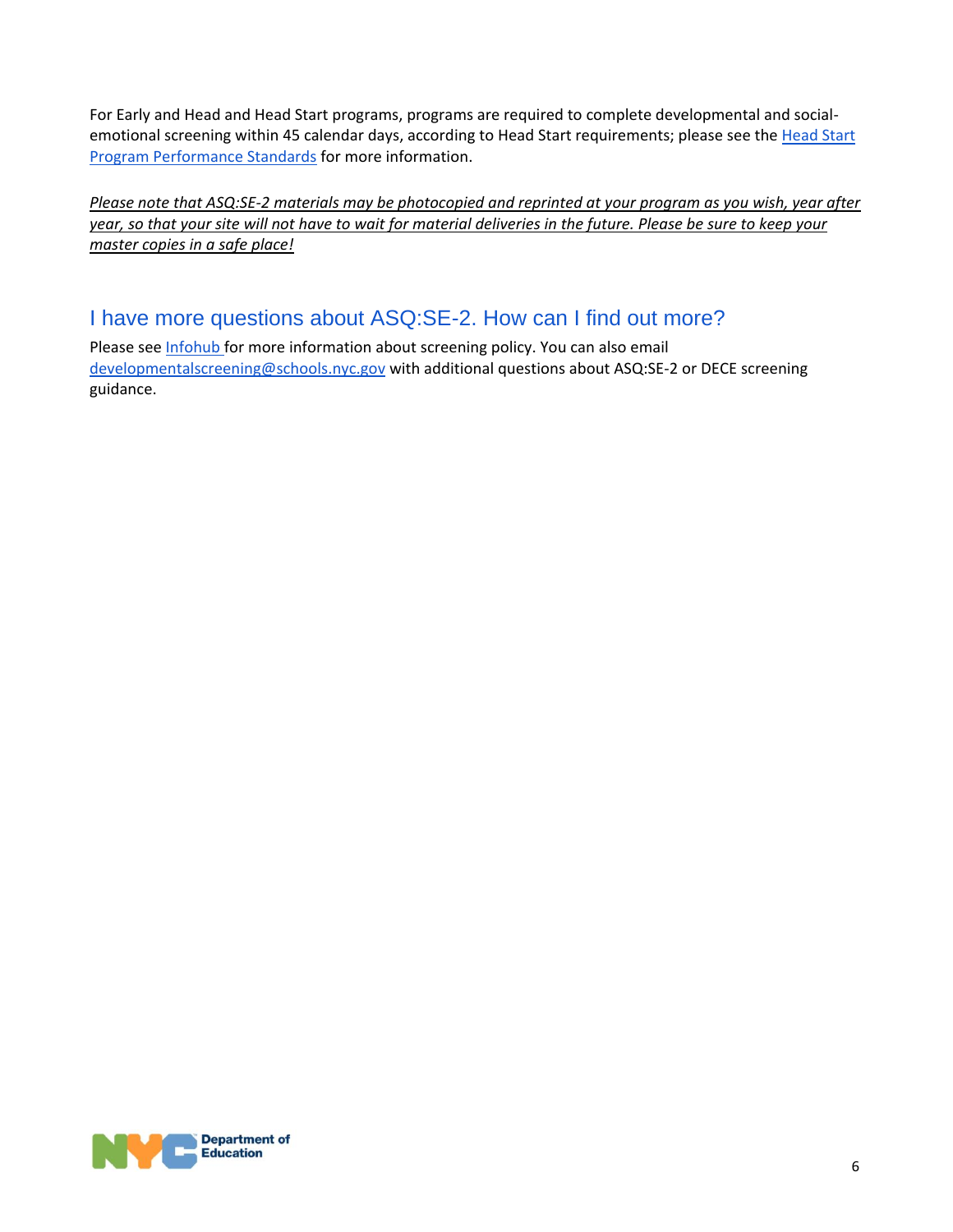For Early and Head and Head Start programs, programs are required to complete developmental and social-emotional screening within 45 calendar days, according to Head Start requirements; please see the Head Start Program Performance Standards for more information.

*Please note that ASQ:SE-2 materials may be photocopied and reprinted at your program as you wish, year after year, so that your site will not have to wait for material deliveries in the future. Please be sure to keep your master copies in a safe place!*

## I have more questions about ASQ:SE-2. How can I find out more?

Please see Infohub for more information about screening policy. You can also email developmentalscreening@schools.nyc.gov with additional questions about ASQ:SE-2 or DECE screening guidance.